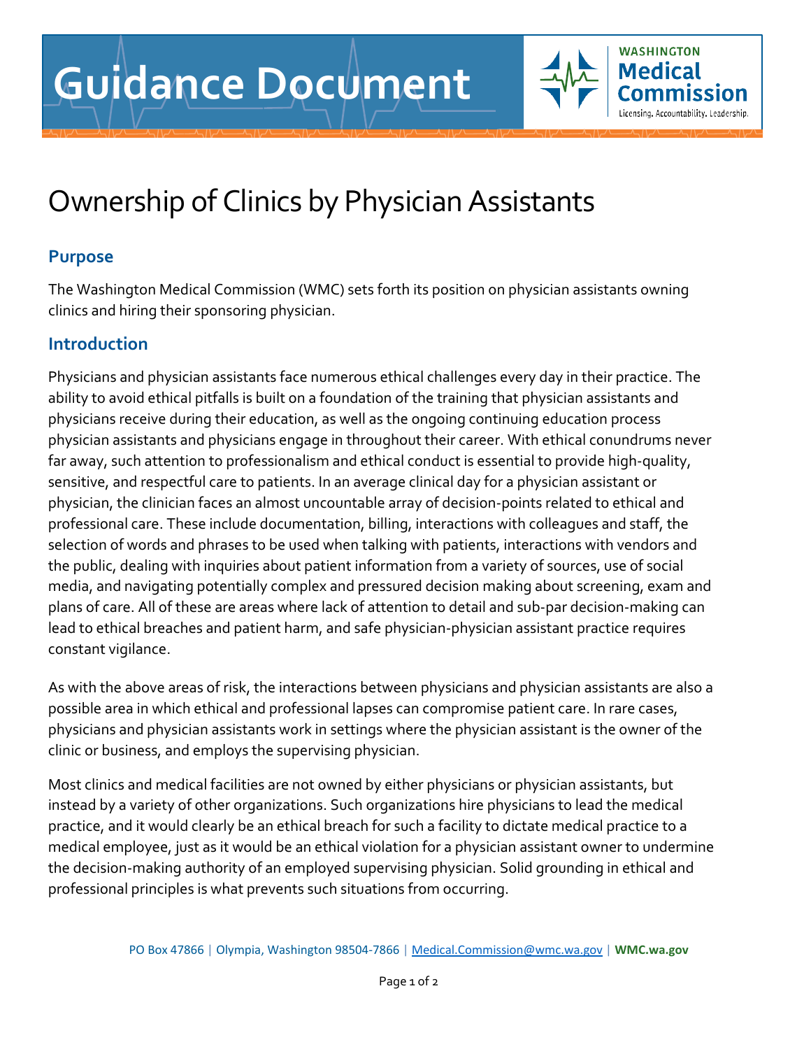# Guidance Document

# Ownership of Clinics by Physician Assistants

## Purpose

The Washington Medical Commission (WMC) sets forth its position on physician assistants owning clinics and hiring their sponsoring physician.

## Introduction

Physicians and physician assistants face numerous ethical challenges every day in their practice. The ability to avoid ethical pitfalls is built on a foundation of the training that physician assistants and physicians receive during their education, as well as the ongoing continuing education process physician assistants and physicians engage in throughout their career. With ethical conundrums never far away, such attention to professionalism and ethical conduct is essential to provide high-quality, sensitive, and respectful care to patients. In an average clinical day for a physician assistant or physician, the clinician faces an almost uncountable array of decision-points related to ethical and professional care. These include documentation, billing, interactions with colleagues and staff, the selection of words and phrases to be used when talking with patients, interactions with vendors and the public, dealing with inquiries about patient information from a variety of sources, use of social media, and navigating potentially complex and pressured decision making about screening, exam and plans of care. All of these are areas where lack of attention to detail and sub-par decision-making can lead to ethical breaches and patient harm, and safe physician-physician assistant practice requires constant vigilance.

As with the above areas of risk, the interactions between physicians and physician assistants are also a possible area in which ethical and professional lapses can compromise patient care. In rare cases, physicians and physician assistants work in settings where the physician assistant is the owner of the clinic or business, and employs the supervising physician.

Most clinics and medical facilities are not owned by either physicians or physician assistants, but instead by a variety of other organizations. Such organizations hire physicians to lead the medical practice, and it would clearly be an ethical breach for such a facility to dictate medical practice to a medical employee, just as it would be an ethical violation for a physician assistant owner to undermine the decision-making authority of an employed supervising physician. Solid grounding in ethical and professional principles is what prevents such situations from occurring.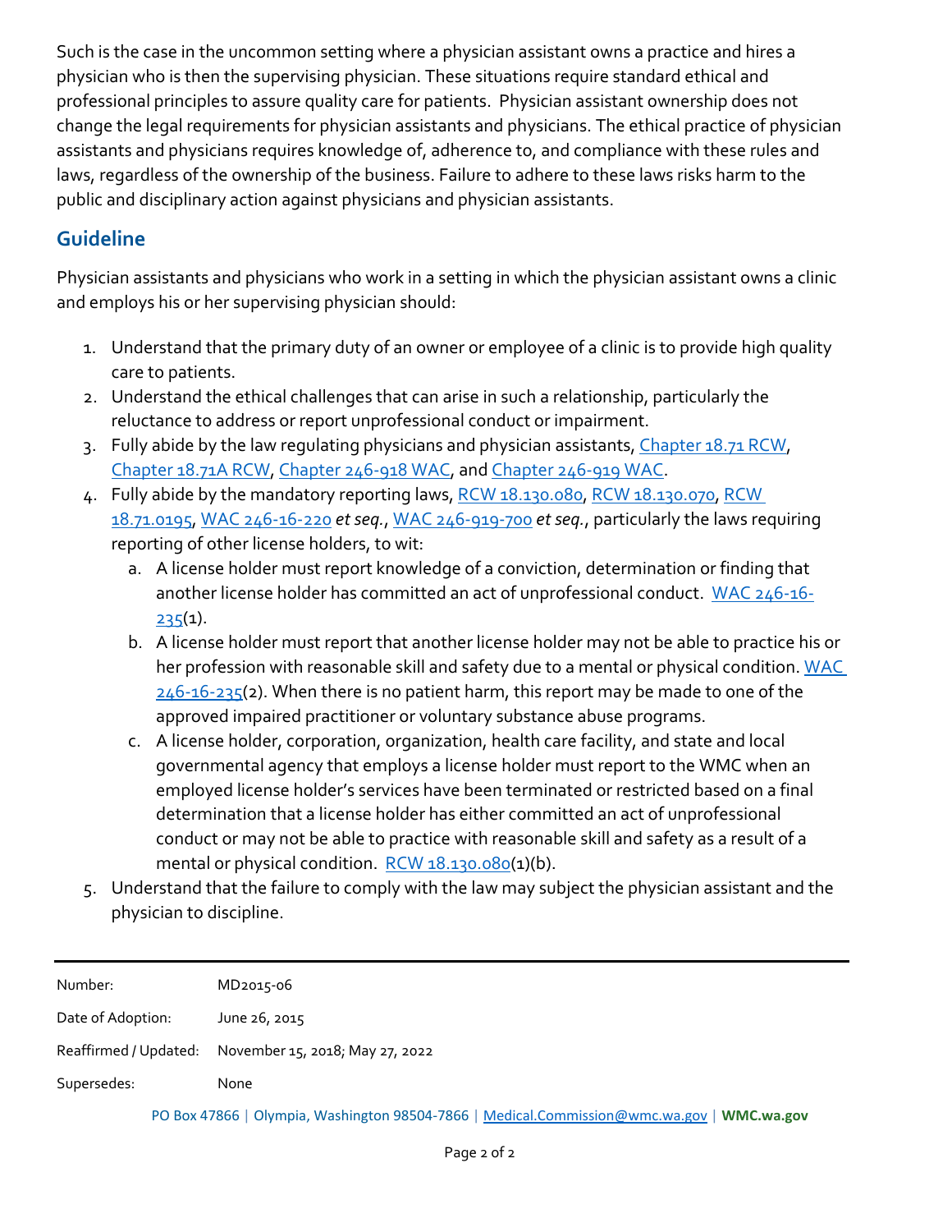Such is the case in the uncommon setting where a physician assistant owns a practice and hires a physician who is then the supervising physician. These situations require standard ethical and professional principles to assure quality care for patients. Physician assistant ownership does not change the legal requirements for physician assistants and physicians. The ethical practice of physician assistants and physicians requires knowledge of, adherence to, and compliance with these rules and laws, regardless of the ownership of the business. Failure to adhere to these laws risks harm to the public and disciplinary action against physicians and physician assistants.

## Guideline

Physician assistants and physicians who work in a setting in which the physician assistant owns a clinic and employs his or her supervising physician should:

1. Understand that the primary duty of an owner or employee of a clinic is to provide high quality care to patients.
2. Understand the ethical challenges that can arise in such a relationship, particularly the reluctance to address or report unprofessional conduct or impairment.
3. Fully abide by the law regulating physicians and physician assistants, Chapter 18.71 RCW, Chapter 18.71A RCW, Chapter 246-918 WAC, and Chapter 246-919 WAC.
4. Fully abide by the mandatory reporting laws, RCW 18.130.080, RCW 18.130.070, RCW 18.71.0195, WAC 246-16-220 *et seq.*, WAC 246-919-700 *et seq.*, particularly the laws requiring reporting of other license holders, to wit:
    a. A license holder must report knowledge of a conviction, determination or finding that another license holder has committed an act of unprofessional conduct. WAC 246-16-235(1).
    b. A license holder must report that another license holder may not be able to practice his or her profession with reasonable skill and safety due to a mental or physical condition. WAC 246-16-235(2). When there is no patient harm, this report may be made to one of the approved impaired practitioner or voluntary substance abuse programs.
    c. A license holder, corporation, organization, health care facility, and state and local governmental agency that employs a license holder must report to the WMC when an employed license holder's services have been terminated or restricted based on a final determination that a license holder has either committed an act of unprofessional conduct or may not be able to practice with reasonable skill and safety as a result of a mental or physical condition. RCW 18.130.080(1)(b).
5. Understand that the failure to comply with the law may subject the physician assistant and the physician to discipline.

| | |
|---|---|
| Number: | MD2015-06 |
| Date of Adoption: | June 26, 2015 |
| Reaffirmed / Updated: | November 15, 2018; May 27, 2022 |
| Supersedes: | None |

PO Box 47866 | Olympia, Washington 98504-7866 | Medical.Commission@wmc.wa.gov | **WMC.wa.gov**